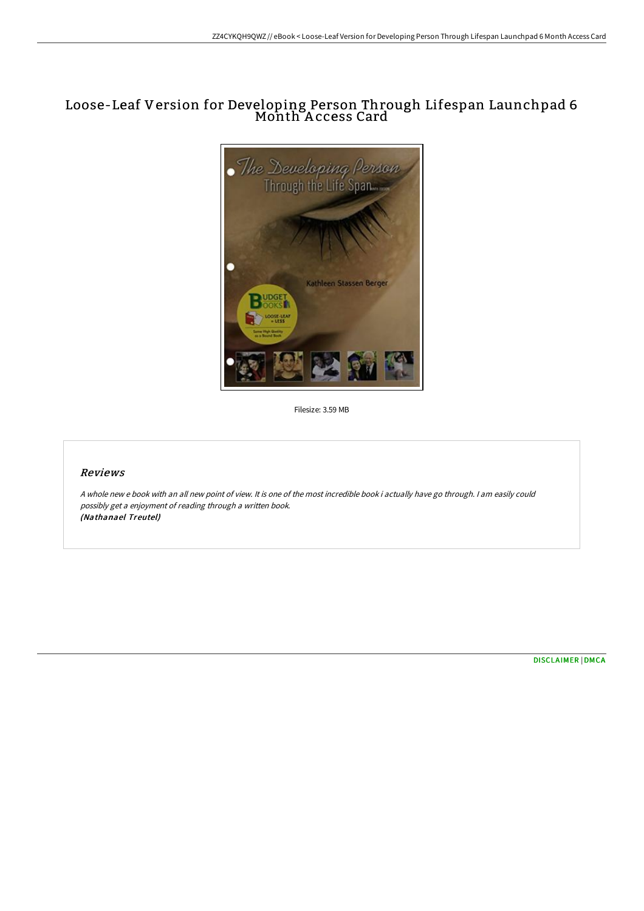# Loose-Leaf Version for Developing Person Through Lifespan Launchpad 6 Month Access Card

Filesize: 3.59 MB

## Reviews

*A whole new e book with an all new point of view. It is one of the most incredible book i actually have go through. I am easily could possibly get a enjoyment of reading through a written book.*
***(Nathanael Treutel)***

DISCLAIMER | DMCA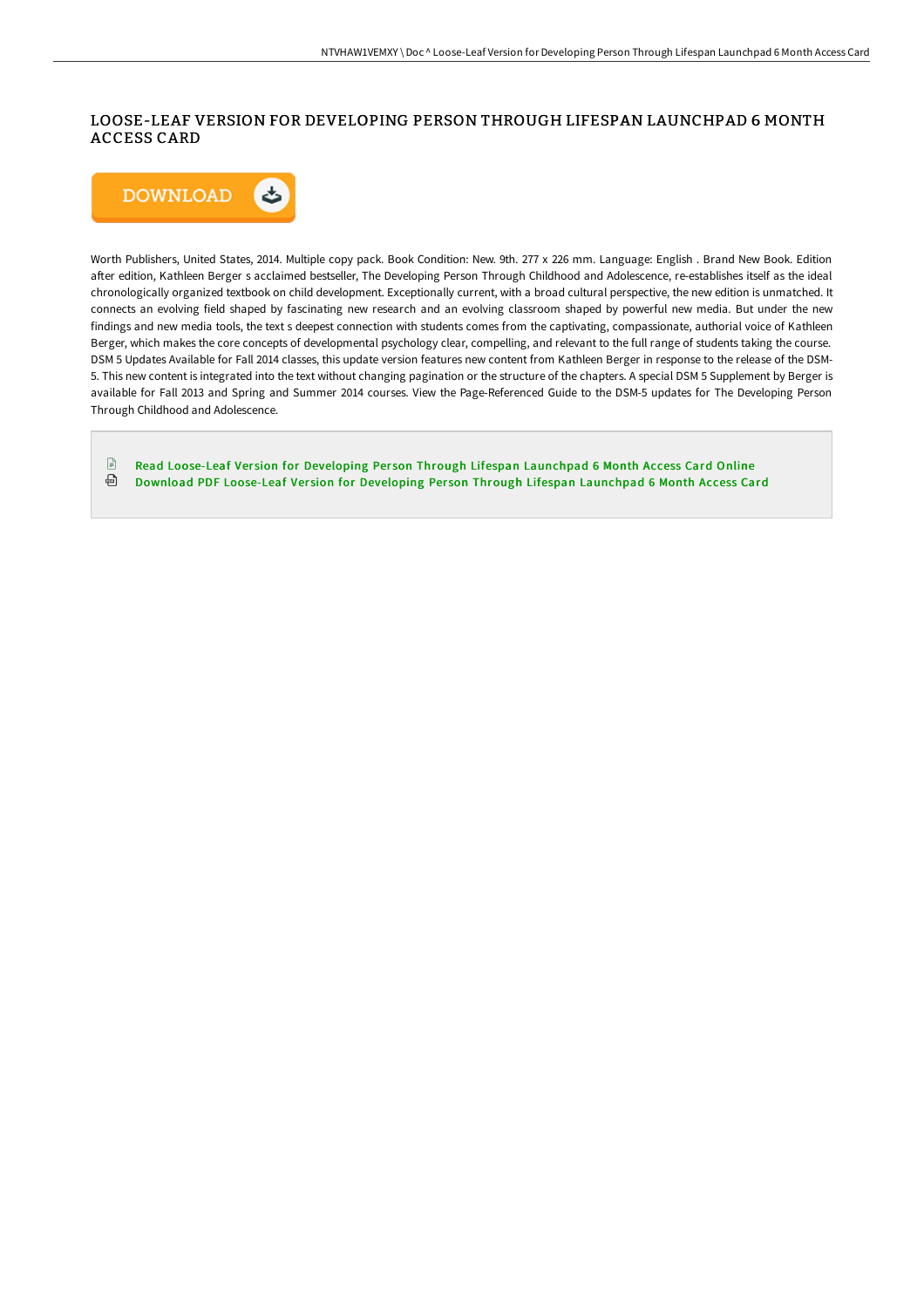# LOOSE-LEAF VERSION FOR DEVELOPING PERSON THROUGH LIFESPAN LAUNCHPAD 6 MONTH ACCESS CARD

DOWNLOAD

Worth Publishers, United States, 2014. Multiple copy pack. Book Condition: New. 9th. 277 x 226 mm. Language: English . Brand New Book. Edition after edition, Kathleen Berger s acclaimed bestseller, The Developing Person Through Childhood and Adolescence, re-establishes itself as the ideal chronologically organized textbook on child development. Exceptionally current, with a broad cultural perspective, the new edition is unmatched. It connects an evolving field shaped by fascinating new research and an evolving classroom shaped by powerful new media. But under the new findings and new media tools, the text s deepest connection with students comes from the captivating, compassionate, authorial voice of Kathleen Berger, which makes the core concepts of developmental psychology clear, compelling, and relevant to the full range of students taking the course. DSM 5 Updates Available for Fall 2014 classes, this update version features new content from Kathleen Berger in response to the release of the DSM-5. This new content is integrated into the text without changing pagination or the structure of the chapters. A special DSM 5 Supplement by Berger is available for Fall 2013 and Spring and Summer 2014 courses. View the Page-Referenced Guide to the DSM-5 updates for The Developing Person Through Childhood and Adolescence.

- Read Loose-Leaf Version for Developing Person Through Lifespan Launchpad 6 Month Access Card Online
- Download PDF Loose-Leaf Version for Developing Person Through Lifespan Launchpad 6 Month Access Card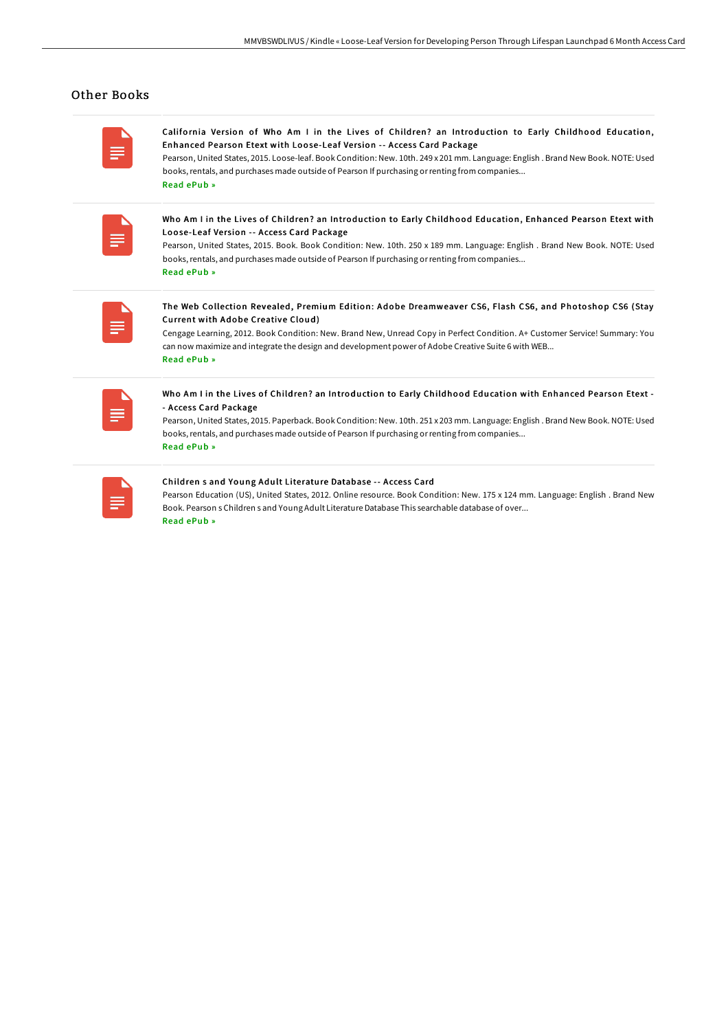## Other Books

**California Version of Who Am I in the Lives of Children? an Introduction to Early Childhood Education, Enhanced Pearson Etext with Loose-Leaf Version -- Access Card Package**

Pearson, United States, 2015. Loose-leaf. Book Condition: New. 10th. 249 x 201 mm. Language: English . Brand New Book. NOTE: Used books, rentals, and purchases made outside of Pearson If purchasing or renting from companies...

Read ePub »

**Who Am I in the Lives of Children? an Introduction to Early Childhood Education, Enhanced Pearson Etext with Loose-Leaf Version -- Access Card Package**

Pearson, United States, 2015. Book. Book Condition: New. 10th. 250 x 189 mm. Language: English . Brand New Book. NOTE: Used books, rentals, and purchases made outside of Pearson If purchasing or renting from companies...

Read ePub »

**The Web Collection Revealed, Premium Edition: Adobe Dreamweaver CS6, Flash CS6, and Photoshop CS6 (Stay Current with Adobe Creative Cloud)**

Cengage Learning, 2012. Book Condition: New. Brand New, Unread Copy in Perfect Condition. A+ Customer Service! Summary: You can now maximize and integrate the design and development power of Adobe Creative Suite 6 with WEB...

Read ePub »

**Who Am I in the Lives of Children? an Introduction to Early Childhood Education with Enhanced Pearson Etext -- Access Card Package**

Pearson, United States, 2015. Paperback. Book Condition: New. 10th. 251 x 203 mm. Language: English . Brand New Book. NOTE: Used books, rentals, and purchases made outside of Pearson If purchasing or renting from companies...

Read ePub »

**Children s and Young Adult Literature Database -- Access Card**

Pearson Education (US), United States, 2012. Online resource. Book Condition: New. 175 x 124 mm. Language: English . Brand New Book. Pearson s Children s and Young Adult Literature Database This searchable database of over...

Read ePub »